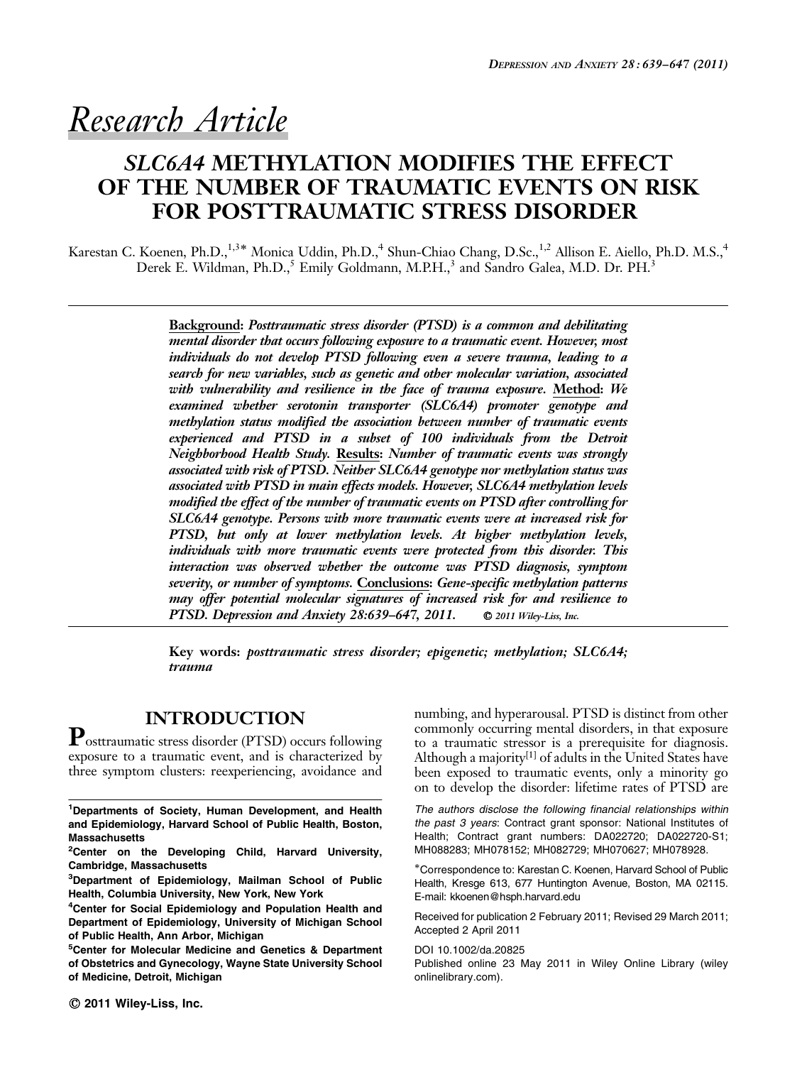*Research Article*

# *SLC6A4* METHYLATION MODIFIES THE EFFECT OF THE NUMBER OF TRAUMATIC EVENTS ON RISK FOR POSTTRAUMATIC STRESS DISORDER

Karestan C. Koenen, Ph.D.,[1,3]* Monica Uddin, Ph.D.,[4] Shun-Chiao Chang, D.Sc.,[1,2] Allison E. Aiello, Ph.D. M.S.,[4] Derek E. Wildman, Ph.D.,[5] Emily Goldmann, M.P.H.,[3] and Sandro Galea, M.D. Dr. PH.[3]

**Background:** *Posttraumatic stress disorder (PTSD) is a common and debilitating mental disorder that occurs following exposure to a traumatic event. However, most individuals do not develop PTSD following even a severe trauma, leading to a search for new variables, such as genetic and other molecular variation, associated with vulnerability and resilience in the face of trauma exposure.* **Method:** *We examined whether serotonin transporter (SLC6A4) promoter genotype and methylation status modified the association between number of traumatic events experienced and PTSD in a subset of 100 individuals from the Detroit Neighborhood Health Study.* **Results:** *Number of traumatic events was strongly associated with risk of PTSD. Neither SLC6A4 genotype nor methylation status was associated with PTSD in main effects models. However, SLC6A4 methylation levels modified the effect of the number of traumatic events on PTSD after controlling for SLC6A4 genotype. Persons with more traumatic events were at increased risk for PTSD, but only at lower methylation levels. At higher methylation levels, individuals with more traumatic events were protected from this disorder. This interaction was observed whether the outcome was PTSD diagnosis, symptom severity, or number of symptoms.* **Conclusions:** *Gene-specific methylation patterns may offer potential molecular signatures of increased risk for and resilience to PTSD. Depression and Anxiety 28:639–647, 2011.* © *2011 Wiley-Liss, Inc.*

**Key words:** *posttraumatic stress disorder; epigenetic; methylation; SLC6A4; trauma*

## INTRODUCTION

Posttraumatic stress disorder (PTSD) occurs following exposure to a traumatic event, and is characterized by three symptom clusters: reexperiencing, avoidance and numbing, and hyperarousal. PTSD is distinct from other commonly occurring mental disorders, in that exposure to a traumatic stressor is a prerequisite for diagnosis. Although a majority[1] of adults in the United States have been exposed to traumatic events, only a minority go on to develop the disorder: lifetime rates of PTSD are

---

[1]Departments of Society, Human Development, and Health and Epidemiology, Harvard School of Public Health, Boston, Massachusetts

[2]Center on the Developing Child, Harvard University, Cambridge, Massachusetts

[3]Department of Epidemiology, Mailman School of Public Health, Columbia University, New York, New York

[4]Center for Social Epidemiology and Population Health and Department of Epidemiology, University of Michigan School of Public Health, Ann Arbor, Michigan

[5]Center for Molecular Medicine and Genetics & Department of Obstetrics and Gynecology, Wayne State University School of Medicine, Detroit, Michigan

*The authors disclose the following financial relationships within the past 3 years*: Contract grant sponsor: National Institutes of Health; Contract grant numbers: DA022720; DA022720-S1; MH088283; MH078152; MH082729; MH070627; MH078928.

*Correspondence to: Karestan C. Koenen, Harvard School of Public Health, Kresge 613, 677 Huntington Avenue, Boston, MA 02115. E-mail: kkoenen@hsph.harvard.edu

Received for publication 2 February 2011; Revised 29 March 2011; Accepted 2 April 2011

DOI 10.1002/da.20825

Published online 23 May 2011 in Wiley Online Library (wileyonlinelibrary.com).

© 2011 Wiley-Liss, Inc.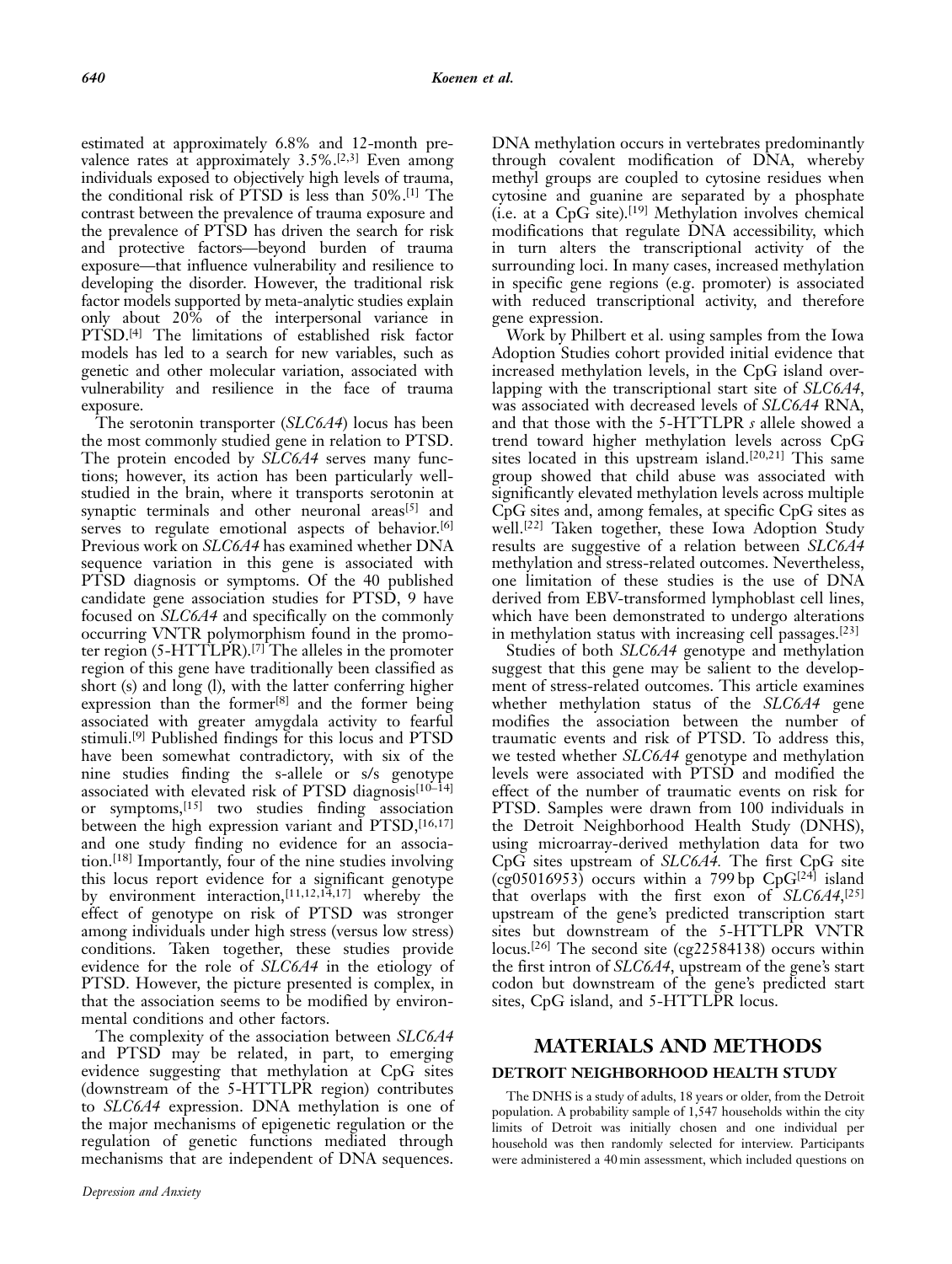estimated at approximately 6.8% and 12-month prevalence rates at approximately 3.5%.[2,3] Even among individuals exposed to objectively high levels of trauma, the conditional risk of PTSD is less than 50%.[1] The contrast between the prevalence of trauma exposure and the prevalence of PTSD has driven the search for risk and protective factors—beyond burden of trauma exposure—that influence vulnerability and resilience to developing the disorder. However, the traditional risk factor models supported by meta-analytic studies explain only about 20% of the interpersonal variance in PTSD.[4] The limitations of established risk factor models has led to a search for new variables, such as genetic and other molecular variation, associated with vulnerability and resilience in the face of trauma exposure.

The serotonin transporter (*SLC6A4*) locus has been the most commonly studied gene in relation to PTSD. The protein encoded by *SLC6A4* serves many functions; however, its action has been particularly well-studied in the brain, where it transports serotonin at synaptic terminals and other neuronal areas[5] and serves to regulate emotional aspects of behavior.[6] Previous work on *SLC6A4* has examined whether DNA sequence variation in this gene is associated with PTSD diagnosis or symptoms. Of the 40 published candidate gene association studies for PTSD, 9 have focused on *SLC6A4* and specifically on the commonly occurring VNTR polymorphism found in the promoter region (5-HTTLPR).[7] The alleles in the promoter region of this gene have traditionally been classified as short (s) and long (l), with the latter conferring higher expression than the former[8] and the former being associated with greater amygdala activity to fearful stimuli.[9] Published findings for this locus and PTSD have been somewhat contradictory, with six of the nine studies finding the s-allele or s/s genotype associated with elevated risk of PTSD diagnosis[10–14] or symptoms,[15] two studies finding association between the high expression variant and PTSD,[16,17] and one study finding no evidence for an association.[18] Importantly, four of the nine studies involving this locus report evidence for a significant genotype by environment interaction,[11,12,14,17] whereby the effect of genotype on risk of PTSD was stronger among individuals under high stress (versus low stress) conditions. Taken together, these studies provide evidence for the role of *SLC6A4* in the etiology of PTSD. However, the picture presented is complex, in that the association seems to be modified by environmental conditions and other factors.

The complexity of the association between *SLC6A4* and PTSD may be related, in part, to emerging evidence suggesting that methylation at CpG sites (downstream of the 5-HTTLPR region) contributes to *SLC6A4* expression. DNA methylation is one of the major mechanisms of epigenetic regulation or the regulation of genetic functions mediated through mechanisms that are independent of DNA sequences. DNA methylation occurs in vertebrates predominantly through covalent modification of DNA, whereby methyl groups are coupled to cytosine residues when cytosine and guanine are separated by a phosphate (i.e. at a CpG site).[19] Methylation involves chemical modifications that regulate DNA accessibility, which in turn alters the transcriptional activity of the surrounding loci. In many cases, increased methylation in specific gene regions (e.g. promoter) is associated with reduced transcriptional activity, and therefore gene expression.

Work by Philbert et al. using samples from the Iowa Adoption Studies cohort provided initial evidence that increased methylation levels, in the CpG island overlapping with the transcriptional start site of *SLC6A4*, was associated with decreased levels of *SLC6A4* RNA, and that those with the 5-HTTLPR *s* allele showed a trend toward higher methylation levels across CpG sites located in this upstream island.[20,21] This same group showed that child abuse was associated with significantly elevated methylation levels across multiple CpG sites and, among females, at specific CpG sites as well.[22] Taken together, these Iowa Adoption Study results are suggestive of a relation between *SLC6A4* methylation and stress-related outcomes. Nevertheless, one limitation of these studies is the use of DNA derived from EBV-transformed lymphoblast cell lines, which have been demonstrated to undergo alterations in methylation status with increasing cell passages.[23]

Studies of both *SLC6A4* genotype and methylation suggest that this gene may be salient to the development of stress-related outcomes. This article examines whether methylation status of the *SLC6A4* gene modifies the association between the number of traumatic events and risk of PTSD. To address this, we tested whether *SLC6A4* genotype and methylation levels were associated with PTSD and modified the effect of the number of traumatic events on risk for PTSD. Samples were drawn from 100 individuals in the Detroit Neighborhood Health Study (DNHS), using microarray-derived methylation data for two CpG sites upstream of *SLC6A4*. The first CpG site (cg05016953) occurs within a 799 bp CpG[24] island that overlaps with the first exon of *SLC6A4*,[25] upstream of the gene's predicted transcription start sites but downstream of the 5-HTTLPR VNTR locus.[26] The second site (cg22584138) occurs within the first intron of *SLC6A4*, upstream of the gene's start codon but downstream of the gene's predicted start sites, CpG island, and 5-HTTLPR locus.

## MATERIALS AND METHODS

### DETROIT NEIGHBORHOOD HEALTH STUDY

The DNHS is a study of adults, 18 years or older, from the Detroit population. A probability sample of 1,547 households within the city limits of Detroit was initially chosen and one individual per household was then randomly selected for interview. Participants were administered a 40 min assessment, which included questions on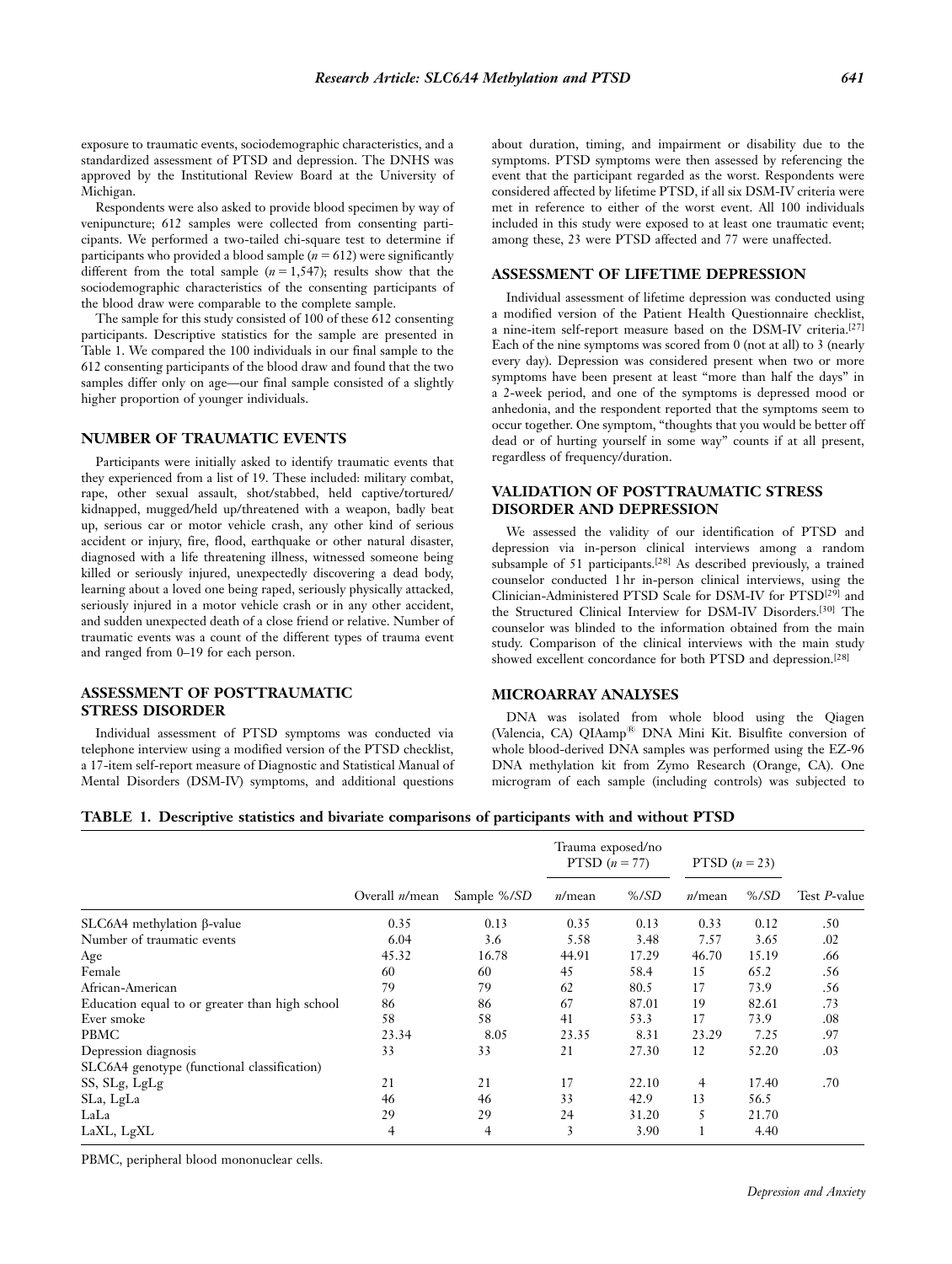exposure to traumatic events, sociodemographic characteristics, and a standardized assessment of PTSD and depression. The DNHS was approved by the Institutional Review Board at the University of Michigan.

Respondents were also asked to provide blood specimen by way of venipuncture; 612 samples were collected from consenting participants. We performed a two-tailed chi-square test to determine if participants who provided a blood sample ($n = 612$) were significantly different from the total sample ($n = 1,547$); results show that the sociodemographic characteristics of the consenting participants of the blood draw were comparable to the complete sample.

The sample for this study consisted of 100 of these 612 consenting participants. Descriptive statistics for the sample are presented in Table 1. We compared the 100 individuals in our final sample to the 612 consenting participants of the blood draw and found that the two samples differ only on age—our final sample consisted of a slightly higher proportion of younger individuals.

## NUMBER OF TRAUMATIC EVENTS

Participants were initially asked to identify traumatic events that they experienced from a list of 19. These included: military combat, rape, other sexual assault, shot/stabbed, held captive/tortured/kidnapped, mugged/held up/threatened with a weapon, badly beat up, serious car or motor vehicle crash, any other kind of serious accident or injury, fire, flood, earthquake or other natural disaster, diagnosed with a life threatening illness, witnessed someone being killed or seriously injured, unexpectedly discovering a dead body, learning about a loved one being raped, seriously physically attacked, seriously injured in a motor vehicle crash or in any other accident, and sudden unexpected death of a close friend or relative. Number of traumatic events was a count of the different types of trauma event and ranged from 0–19 for each person.

## ASSESSMENT OF POSTTRAUMATIC STRESS DISORDER

Individual assessment of PTSD symptoms was conducted via telephone interview using a modified version of the PTSD checklist, a 17-item self-report measure of Diagnostic and Statistical Manual of Mental Disorders (DSM-IV) symptoms, and additional questions about duration, timing, and impairment or disability due to the symptoms. PTSD symptoms were then assessed by referencing the event that the participant regarded as the worst. Respondents were considered affected by lifetime PTSD, if all six DSM-IV criteria were met in reference to either of the worst event. All 100 individuals included in this study were exposed to at least one traumatic event; among these, 23 were PTSD affected and 77 were unaffected.

## ASSESSMENT OF LIFETIME DEPRESSION

Individual assessment of lifetime depression was conducted using a modified version of the Patient Health Questionnaire checklist, a nine-item self-report measure based on the DSM-IV criteria.[27] Each of the nine symptoms was scored from 0 (not at all) to 3 (nearly every day). Depression was considered present when two or more symptoms have been present at least "more than half the days" in a 2-week period, and one of the symptoms is depressed mood or anhedonia, and the respondent reported that the symptoms seem to occur together. One symptom, "thoughts that you would be better off dead or of hurting yourself in some way" counts if at all present, regardless of frequency/duration.

## VALIDATION OF POSTTRAUMATIC STRESS DISORDER AND DEPRESSION

We assessed the validity of our identification of PTSD and depression via in-person clinical interviews among a random subsample of 51 participants.[28] As described previously, a trained counselor conducted 1 hr in-person clinical interviews, using the Clinician-Administered PTSD Scale for DSM-IV for PTSD[29] and the Structured Clinical Interview for DSM-IV Disorders.[30] The counselor was blinded to the information obtained from the main study. Comparison of the clinical interviews with the main study showed excellent concordance for both PTSD and depression.[28]

## MICROARRAY ANALYSES

DNA was isolated from whole blood using the Qiagen (Valencia, CA) QIAamp® DNA Mini Kit. Bisulfite conversion of whole blood-derived DNA samples was performed using the EZ-96 DNA methylation kit from Zymo Research (Orange, CA). One microgram of each sample (including controls) was subjected to

**TABLE 1. Descriptive statistics and bivariate comparisons of participants with and without PTSD**

| | | | Trauma exposed/no PTSD ($n = 77$) | | PTSD ($n = 23$) | | |
|---|---|---|---|---|---|---|---|
| | Overall *n*/mean | Sample %/*SD* | *n*/mean | %/*SD* | *n*/mean | %/*SD* | Test *P*-value |
| SLC6A4 methylation β-value | 0.35 | 0.13 | 0.35 | 0.13 | 0.33 | 0.12 | .50 |
| Number of traumatic events | 6.04 | 3.6 | 5.58 | 3.48 | 7.57 | 3.65 | .02 |
| Age | 45.32 | 16.78 | 44.91 | 17.29 | 46.70 | 15.19 | .66 |
| Female | 60 | 60 | 45 | 58.4 | 15 | 65.2 | .56 |
| African-American | 79 | 79 | 62 | 80.5 | 17 | 73.9 | .56 |
| Education equal to or greater than high school | 86 | 86 | 67 | 87.01 | 19 | 82.61 | .73 |
| Ever smoke | 58 | 58 | 41 | 53.3 | 17 | 73.9 | .08 |
| PBMC | 23.34 | 8.05 | 23.35 | 8.31 | 23.29 | 7.25 | .97 |
| Depression diagnosis | 33 | 33 | 21 | 27.30 | 12 | 52.20 | .03 |
| SLC6A4 genotype (functional classification) | | | | | | | |
| SS, SLg, LgLg | 21 | 21 | 17 | 22.10 | 4 | 17.40 | .70 |
| SLa, LgLa | 46 | 46 | 33 | 42.9 | 13 | 56.5 | |
| LaLa | 29 | 29 | 24 | 31.20 | 5 | 21.70 | |
| LaXL, LgXL | 4 | 4 | 3 | 3.90 | 1 | 4.40 | |

PBMC, peripheral blood mononuclear cells.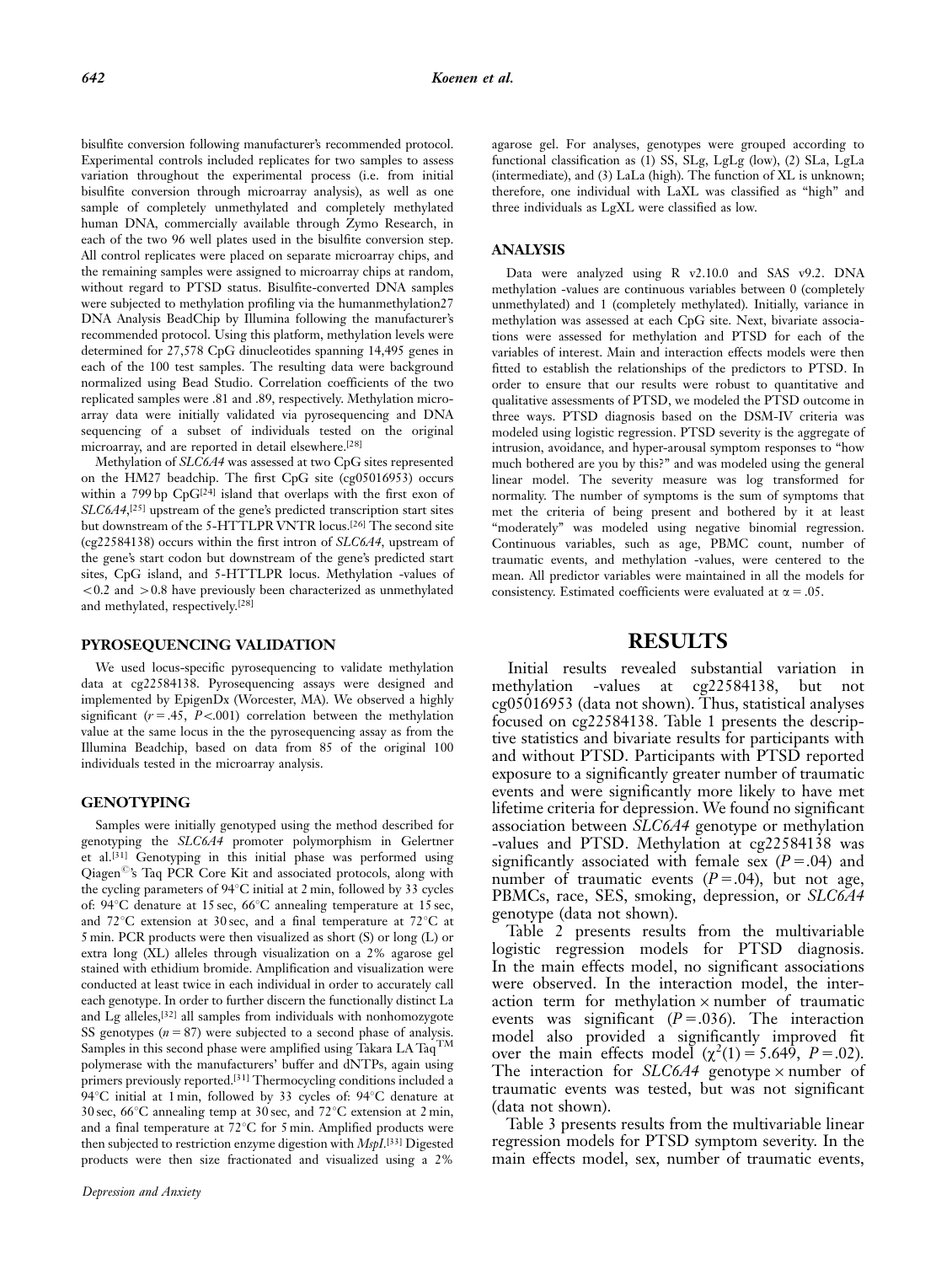bisulfite conversion following manufacturer's recommended protocol. Experimental controls included replicates for two samples to assess variation throughout the experimental process (i.e. from initial bisulfite conversion through microarray analysis), as well as one sample of completely unmethylated and completely methylated human DNA, commercially available through Zymo Research, in each of the two 96 well plates used in the bisulfite conversion step. All control replicates were placed on separate microarray chips, and the remaining samples were assigned to microarray chips at random, without regard to PTSD status. Bisulfite-converted DNA samples were subjected to methylation profiling via the humanmethylation27 DNA Analysis BeadChip by Illumina following the manufacturer's recommended protocol. Using this platform, methylation levels were determined for 27,578 CpG dinucleotides spanning 14,495 genes in each of the 100 test samples. The resulting data were background normalized using Bead Studio. Correlation coefficients of the two replicated samples were .81 and .89, respectively. Methylation microarray data were initially validated via pyrosequencing and DNA sequencing of a subset of individuals tested on the original microarray, and are reported in detail elsewhere.[28]

Methylation of *SLC6A4* was assessed at two CpG sites represented on the HM27 beadchip. The first CpG site (cg05016953) occurs within a 799 bp CpG[24] island that overlaps with the first exon of *SLC6A4*,[25] upstream of the gene's predicted transcription start sites but downstream of the 5-HTTLPR VNTR locus.[26] The second site (cg22584138) occurs within the first intron of *SLC6A4*, upstream of the gene's start codon but downstream of the gene's predicted start sites, CpG island, and 5-HTTLPR locus. Methylation -values of $<0.2$ and $>0.8$ have previously been characterized as unmethylated and methylated, respectively.[28]

## PYROSEQUENCING VALIDATION

We used locus-specific pyrosequencing to validate methylation data at cg22584138. Pyrosequencing assays were designed and implemented by EpigenDx (Worcester, MA). We observed a highly significant ($r = .45$, $P < .001$) correlation between the methylation value at the same locus in the the pyrosequencing assay as from the Illumina Beadchip, based on data from 85 of the original 100 individuals tested in the microarray analysis.

## GENOTYPING

Samples were initially genotyped using the method described for genotyping the *SLC6A4* promoter polymorphism in Gelertner et al.[31] Genotyping in this initial phase was performed using Qiagen©'s Taq PCR Core Kit and associated protocols, along with the cycling parameters of 94°C initial at 2 min, followed by 33 cycles of: 94°C denature at 15 sec, 66°C annealing temperature at 15 sec, and 72°C extension at 30 sec, and a final temperature at 72°C at 5 min. PCR products were then visualized as short (S) or long (L) or extra long (XL) alleles through visualization on a 2% agarose gel stained with ethidium bromide. Amplification and visualization were conducted at least twice in each individual in order to accurately call each genotype. In order to further discern the functionally distinct La and Lg alleles,[32] all samples from individuals with nonhomozygote SS genotypes ($n = 87$) were subjected to a second phase of analysis. Samples in this second phase were amplified using Takara LA Taq™ polymerase with the manufacturers' buffer and dNTPs, again using primers previously reported.[31] Thermocycling conditions included a 94°C initial at 1 min, followed by 33 cycles of: 94°C denature at 30 sec, 66°C annealing temp at 30 sec, and 72°C extension at 2 min, and a final temperature at 72°C for 5 min. Amplified products were then subjected to restriction enzyme digestion with *MspI*.[33] Digested products were then size fractionated and visualized using a 2% agarose gel. For analyses, genotypes were grouped according to functional classification as (1) SS, SLg, LgLg (low), (2) SLa, LgLa (intermediate), and (3) LaLa (high). The function of XL is unknown; therefore, one individual with LaXL was classified as "high" and three individuals as LgXL classified as low.

## ANALYSIS

Data were analyzed using R v2.10.0 and SAS v9.2. DNA methylation -values are continuous variables between 0 (completely unmethylated) and 1 (completely methylated). Initially, variance in methylation was assessed at each CpG site. Next, bivariate associations were assessed for methylation and PTSD for each of the variables of interest. Main and interaction effects models were then fitted to establish the relationships of the predictors to PTSD. In order to ensure that our results were robust to quantitative and qualitative assessments of PTSD, we modeled the PTSD outcome in three ways. PTSD diagnosis based on the DSM-IV criteria was modeled using logistic regression. PTSD severity is the aggregate of intrusion, avoidance, and hyper-arousal symptom responses to "how much bothered are you by this?" and was modeled using the general linear model. The severity measure was log transformed for normality. The number of symptoms is the sum of symptoms that met the criteria of being present and bothered by it at least "moderately" was modeled using negative binomial regression. Continuous variables, such as age, PBMC count, number of traumatic events, and methylation -values, were centered to the mean. All predictor variables were maintained in all the models for consistency. Estimated coefficients were evaluated at $\alpha = .05$.

# RESULTS

Initial results revealed substantial variation in methylation -values at cg22584138, but not cg05016953 (data not shown). Thus, statistical analyses focused on cg22584138. Table 1 presents the descriptive statistics and bivariate results for participants with and without PTSD. Participants with PTSD reported exposure to a significantly greater number of traumatic events and were significantly more likely to have met lifetime criteria for depression. We found no significant association between *SLC6A4* genotype or methylation -values and PTSD. Methylation at cg22584138 was significantly associated with female sex ($P = .04$) and number of traumatic events ($P = .04$), but not age, PBMCs, race, SES, smoking, depression, or *SLC6A4* genotype (data not shown).

Table 2 presents results from the multivariable logistic regression models for PTSD diagnosis. In the main effects model, no significant associations were observed. In the interaction model, the interaction term for methylation × number of traumatic events was significant ($P = .036$). The interaction model also provided a significantly improved fit over the main effects model ($\chi^2(1) = 5.649$, $P = .02$). The interaction for *SLC6A4* genotype × number of traumatic events was tested, but was not significant (data not shown).

Table 3 presents results from the multivariable linear regression models for PTSD symptom severity. In the main effects model, sex, number of traumatic events,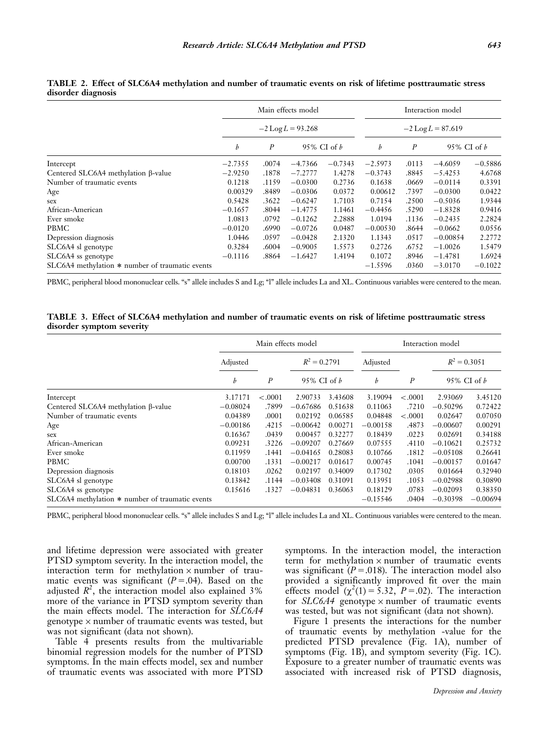**TABLE 2. Effect of SLC6A4 methylation and number of traumatic events on risk of lifetime posttraumatic stress disorder diagnosis**

| | Main effects model | | | | Interaction model | | | |
|---|---|---|---|---|---|---|---|---|
| | $-2\,\mathrm{Log}\,L = 93.268$ | | | | $-2\,\mathrm{Log}\,L = 87.619$ | | | |
| | $b$ | $P$ | 95% CI of $b$ | | $b$ | $P$ | 95% CI of $b$ | |
| Intercept | −2.7355 | .0074 | −4.7366 | −0.7343 | −2.5973 | .0113 | −4.6059 | −0.5886 |
| Centered SLC6A4 methylation β-value | −2.9250 | .1878 | −7.2777 | 1.4278 | −0.3743 | .8845 | −5.4253 | 4.6768 |
| Number of traumatic events | 0.1218 | .1159 | −0.0300 | 0.2736 | 0.1638 | .0669 | −0.0114 | 0.3391 |
| Age | 0.00329 | .8489 | −0.0306 | 0.0372 | 0.00612 | .7397 | −0.0300 | 0.0422 |
| sex | 0.5428 | .3622 | −0.6247 | 1.7103 | 0.7154 | .2500 | −0.5036 | 1.9344 |
| African-American | −0.1657 | .8044 | −1.4775 | 1.1461 | −0.4456 | .5290 | −1.8328 | 0.9416 |
| Ever smoke | 1.0813 | .0792 | −0.1262 | 2.2888 | 1.0194 | .1136 | −0.2435 | 2.2824 |
| PBMC | −0.0120 | .6990 | −0.0726 | 0.0487 | −0.00530 | .8644 | −0.0662 | 0.0556 |
| Depression diagnosis | 1.0446 | .0597 | −0.0428 | 2.1320 | 1.1343 | .0517 | −0.00854 | 2.2772 |
| SLC6A4 sl genotype | 0.3284 | .6004 | −0.9005 | 1.5573 | 0.2726 | .6752 | −1.0026 | 1.5479 |
| SLC6A4 ss genotype | −0.1116 | .8864 | −1.6427 | 1.4194 | 0.1072 | .8946 | −1.4781 | 1.6924 |
| SLC6A4 methylation * number of traumatic events | | | | | −1.5596 | .0360 | −3.0170 | −0.1022 |

PBMC, peripheral blood mononuclear cells. "s" allele includes S and Lg; "l" allele includes La and XL. Continuous variables were centered to the mean.

**TABLE 3. Effect of SLC6A4 methylation and number of traumatic events on risk of lifetime posttraumatic stress disorder symptom severity**

| | Main effects model | | | | Interaction model | | | |
|---|---|---|---|---|---|---|---|---|
| | Adjusted | | $R^2 = 0.2791$ | | Adjusted | | $R^2 = 0.3051$ | |
| | $b$ | $P$ | 95% CI of $b$ | | $b$ | $P$ | 95% CI of $b$ | |
| Intercept | 3.17171 | <.0001 | 2.90733 | 3.43608 | 3.19094 | <.0001 | 2.93069 | 3.45120 |
| Centered SLC6A4 methylation β-value | −0.08024 | .7899 | −0.67686 | 0.51638 | 0.11063 | .7210 | −0.50296 | 0.72422 |
| Number of traumatic events | 0.04389 | .0001 | 0.02192 | 0.06585 | 0.04848 | <.0001 | 0.02647 | 0.07050 |
| Age | −0.00186 | .4215 | −0.00642 | 0.00271 | −0.00158 | .4873 | −0.00607 | 0.00291 |
| sex | 0.16367 | .0439 | 0.00457 | 0.32277 | 0.18439 | .0223 | 0.02691 | 0.34188 |
| African-American | 0.09231 | .3226 | −0.09207 | 0.27669 | 0.07555 | .4110 | −0.10621 | 0.25732 |
| Ever smoke | 0.11959 | .1441 | −0.04165 | 0.28083 | 0.10766 | .1812 | −0.05108 | 0.26641 |
| PBMC | 0.00700 | .1331 | −0.00217 | 0.01617 | 0.00745 | .1041 | −0.00157 | 0.01647 |
| Depression diagnosis | 0.18103 | .0262 | 0.02197 | 0.34009 | 0.17302 | .0305 | 0.01664 | 0.32940 |
| SLC6A4 sl genotype | 0.13842 | .1144 | −0.03408 | 0.31091 | 0.13951 | .1053 | −0.02988 | 0.30890 |
| SLC6A4 ss genotype | 0.15616 | .1327 | −0.04831 | 0.36063 | 0.18129 | .0783 | −0.02093 | 0.38350 |
| SLC6A4 methylation * number of traumatic events | | | | | −0.15546 | .0404 | −0.30398 | −0.00694 |

PBMC, peripheral blood mononuclear cells. "s" allele includes S and Lg; "l" allele includes La and XL. Continuous variables were centered to the mean.

and lifetime depression were associated with greater PTSD symptom severity. In the interaction model, the interaction term for methylation × number of traumatic events was significant ($P = .04$). Based on the adjusted $R^2$, the interaction model also explained 3% more of the variance in PTSD symptom severity than the main effects model. The interaction for *SLC6A4* genotype × number of traumatic events was tested, but was not significant (data not shown).

Table 4 presents results from the multivariable binomial regression models for the number of PTSD symptoms. In the main effects model, sex and number of traumatic events was associated with more PTSD symptoms. In the interaction model, the interaction term for methylation × number of traumatic events was significant ($P = .018$). The interaction model also provided a significantly improved fit over the main effects model ($\chi^2(1) = 5.32$, $P = .02$). The interaction for *SLC6A4* genotype × number of traumatic events was tested, but was not significant (data not shown).

Figure 1 presents the interactions for the number of traumatic events by methylation -value for the predicted PTSD prevalence (Fig. 1A), number of symptoms (Fig. 1B), and symptom severity (Fig. 1C). Exposure to a greater number of traumatic events was associated with increased risk of PTSD diagnosis,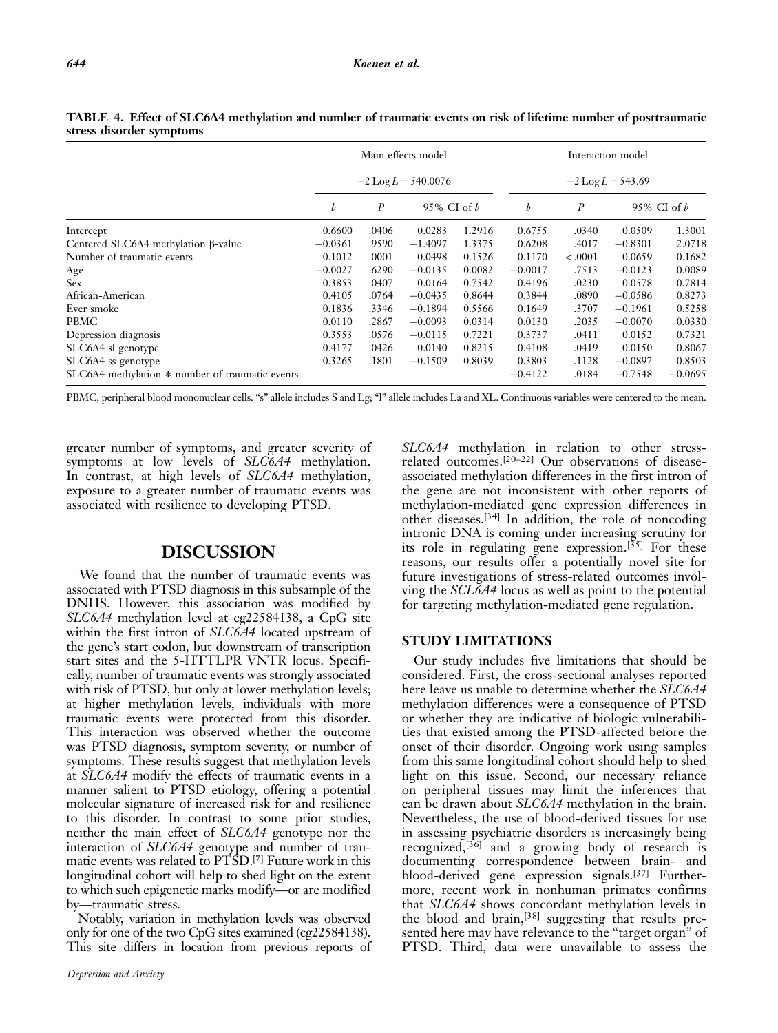**TABLE 4. Effect of SLC6A4 methylation and number of traumatic events on risk of lifetime number of posttraumatic stress disorder symptoms**

| | Main effects model | | | | Interaction model | | | |
|---|---|---|---|---|---|---|---|---|
| | $-2\,\text{Log}\,L = 540.0076$ | | | | $-2\,\text{Log}\,L = 543.69$ | | | |
| | $b$ | $P$ | 95% CI of $b$ | | $b$ | $P$ | 95% CI of $b$ | |
| Intercept | 0.6600 | .0406 | 0.0283 | 1.2916 | 0.6755 | .0340 | 0.0509 | 1.3001 |
| Centered SLC6A4 methylation β-value | −0.0361 | .9590 | −1.4097 | 1.3375 | 0.6208 | .4017 | −0.8301 | 2.0718 |
| Number of traumatic events | 0.1012 | .0001 | 0.0498 | 0.1526 | 0.1170 | <.0001 | 0.0659 | 0.1682 |
| Age | −0.0027 | .6290 | −0.0135 | 0.0082 | −0.0017 | .7513 | −0.0123 | 0.0089 |
| Sex | 0.3853 | .0407 | 0.0164 | 0.7542 | 0.4196 | .0230 | 0.0578 | 0.7814 |
| African-American | 0.4105 | .0764 | −0.0435 | 0.8644 | 0.3844 | .0890 | −0.0586 | 0.8273 |
| Ever smoke | 0.1836 | .3346 | −0.1894 | 0.5566 | 0.1649 | .3707 | −0.1961 | 0.5258 |
| PBMC | 0.0110 | .2867 | −0.0093 | 0.0314 | 0.0130 | .2035 | −0.0070 | 0.0330 |
| Depression diagnosis | 0.3553 | .0576 | −0.0115 | 0.7221 | 0.3737 | .0411 | 0.0152 | 0.7321 |
| SLC6A4 sl genotype | 0.4177 | .0426 | 0.0140 | 0.8215 | 0.4108 | .0419 | 0.0150 | 0.8067 |
| SLC6A4 ss genotype | 0.3265 | .1801 | −0.1509 | 0.8039 | 0.3803 | .1128 | −0.0897 | 0.8503 |
| SLC6A4 methylation * number of traumatic events | | | | | −0.4122 | .0184 | −0.7548 | −0.0695 |

PBMC, peripheral blood mononuclear cells. "s" allele includes S and Lg; "l" allele includes La and XL. Continuous variables were centered to the mean.

greater number of symptoms, and greater severity of symptoms at low levels of *SLC6A4* methylation. In contrast, at high levels of *SLC6A4* methylation, exposure to a greater number of traumatic events was associated with resilience to developing PTSD.

## DISCUSSION

We found that the number of traumatic events was associated with PTSD diagnosis in this subsample of the DNHS. However, this association was modified by *SLC6A4* methylation level at cg22584138, a CpG site within the first intron of *SLC6A4* located upstream of the gene's start codon, but downstream of transcription start sites and the 5-HTTLPR VNTR locus. Specifically, number of traumatic events was strongly associated with risk of PTSD, but only at lower methylation levels; at higher methylation levels, individuals with more traumatic events were protected from this disorder. This interaction was observed whether the outcome was PTSD diagnosis, symptom severity, or number of symptoms. These results suggest that methylation levels at *SLC6A4* modify the effects of traumatic events in a manner salient to PTSD etiology, offering a potential molecular signature of increased risk for and resilience to this disorder. In contrast to some prior studies, neither the main effect of *SLC6A4* genotype nor the interaction of *SLC6A4* genotype and number of traumatic events was related to PTSD.[7] Future work in this longitudinal cohort will help to shed light on the extent to which such epigenetic marks modify—or are modified by—traumatic stress.

Notably, variation in methylation levels was observed only for one of the two CpG sites examined (cg22584138). This site differs in location from previous reports of *SLC6A4* methylation in relation to other stress-related outcomes.[20–22] Our observations of disease-associated methylation differences in the first intron of the gene are not inconsistent with other reports of methylation-mediated gene expression differences in other diseases.[34] In addition, the role of noncoding intronic DNA is coming under increasing scrutiny for its role in regulating gene expression.[35] For these reasons, our results offer a potentially novel site for future investigations of stress-related outcomes involving the *SCL6A4* locus as well as point to the potential for targeting methylation-mediated gene regulation.

### STUDY LIMITATIONS

Our study includes five limitations that should be considered. First, the cross-sectional analyses reported here leave us unable to determine whether the *SLC6A4* methylation differences were a consequence of PTSD or whether they are indicative of biologic vulnerabilities that existed among the PTSD-affected before the onset of their disorder. Ongoing work using samples from this same longitudinal cohort should help to shed light on this issue. Second, our necessary reliance on peripheral tissues may limit the inferences that can be drawn about *SLC6A4* methylation in the brain. Nevertheless, the use of blood-derived tissues for use in assessing psychiatric disorders is increasingly being recognized,[36] and a growing body of research is documenting correspondence between brain- and blood-derived gene expression signals.[37] Furthermore, recent work in nonhuman primates confirms that *SLC6A4* shows concordant methylation levels in the blood and brain,[38] suggesting that results presented here may have relevance to the "target organ" of PTSD. Third, data were unavailable to assess the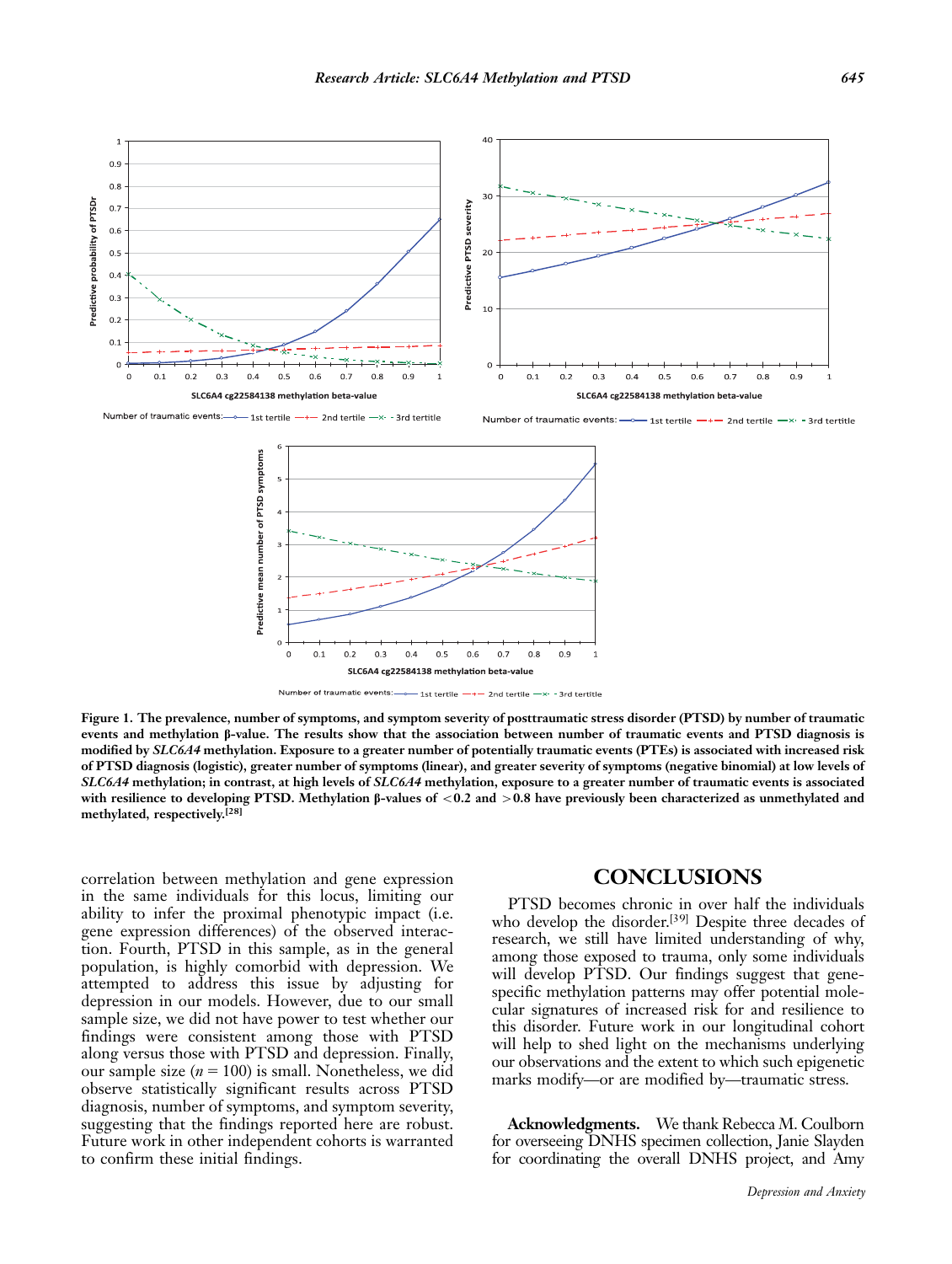**Figure 1. The prevalence, number of symptoms, and symptom severity of posttraumatic stress disorder (PTSD) by number of traumatic events and methylation β-value. The results show that the association between number of traumatic events and PTSD diagnosis is modified by *SLC6A4* methylation. Exposure to a greater number of potentially traumatic events (PTEs) is associated with increased risk of PTSD diagnosis (logistic), greater number of symptoms (linear), and greater severity of symptoms (negative binomial) at low levels of *SLC6A4* methylation; in contrast, at high levels of *SLC6A4* methylation, exposure to a greater number of traumatic events is associated with resilience to developing PTSD. Methylation β-values of <0.2 and >0.8 have previously been characterized as unmethylated and methylated, respectively.[28]**

correlation between methylation and gene expression in the same individuals for this locus, limiting our ability to infer the proximal phenotypic impact (i.e. gene expression differences) of the observed interaction. Fourth, PTSD in this sample, as in the general population, is highly comorbid with depression. We attempted to address this issue by adjusting for depression in our models. However, due to our small sample size, we did not have power to test whether our findings were consistent among those with PTSD along versus those with PTSD and depression. Finally, our sample size ($n = 100$) is small. Nonetheless, we did observe statistically significant results across PTSD diagnosis, number of symptoms, and symptom severity, suggesting that the findings reported here are robust. Future work in other independent cohorts is warranted to confirm these initial findings.

## CONCLUSIONS

PTSD becomes chronic in over half the individuals who develop the disorder.[39] Despite three decades of research, we still have limited understanding of why, among those exposed to trauma, only some individuals will develop PTSD. Our findings suggest that gene-specific methylation patterns may offer potential molecular signatures of increased risk for and resilience to this disorder. Future work in our longitudinal cohort will help to shed light on the mechanisms underlying our observations and the extent to which such epigenetic marks modify—or are modified by—traumatic stress.

**Acknowledgments.** We thank Rebecca M. Coulborn for overseeing DNHS specimen collection, Janie Slayden for coordinating the overall DNHS project, and Amy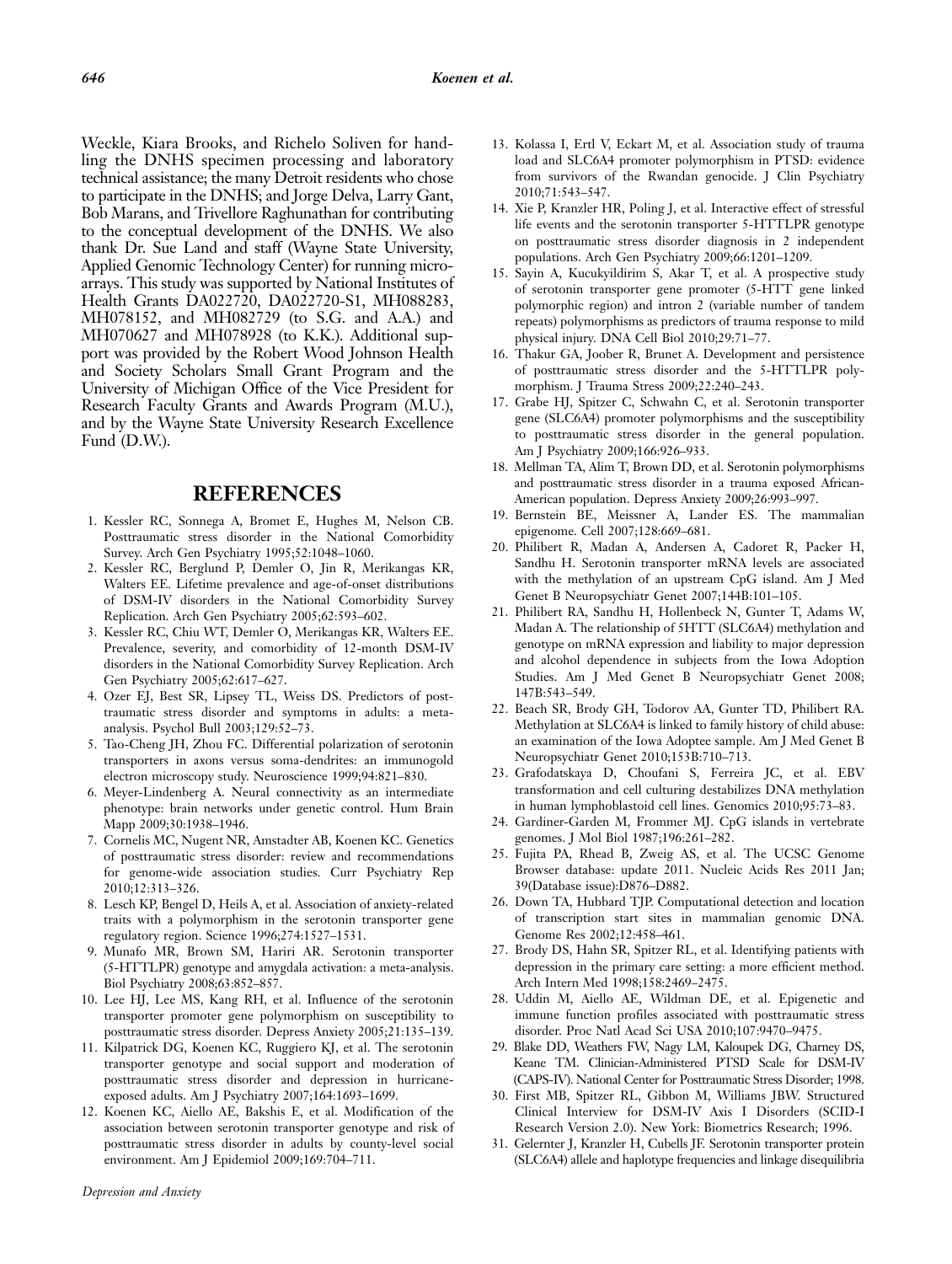Weckle, Kiara Brooks, and Richelo Soliven for handling the DNHS specimen processing and laboratory technical assistance; the many Detroit residents who chose to participate in the DNHS; and Jorge Delva, Larry Gant, Bob Marans, and Trivellore Raghunathan for contributing to the conceptual development of the DNHS. We also thank Dr. Sue Land and staff (Wayne State University, Applied Genomic Technology Center) for running microarrays. This study was supported by National Institutes of Health Grants DA022720, DA022720-S1, MH088283, MH078152, and MH082729 (to S.G. and A.A.) and MH070627 and MH078928 (to K.K.). Additional support was provided by the Robert Wood Johnson Health and Society Scholars Small Grant Program and the University of Michigan Office of the Vice President for Research Faculty Grants and Awards Program (M.U.), and by the Wayne State University Research Excellence Fund (D.W.).

## REFERENCES

1. Kessler RC, Sonnega A, Bromet E, Hughes M, Nelson CB. Posttraumatic stress disorder in the National Comorbidity Survey. Arch Gen Psychiatry 1995;52:1048–1060.
2. Kessler RC, Berglund P, Demler O, Jin R, Merikangas KR, Walters EE. Lifetime prevalence and age-of-onset distributions of DSM-IV disorders in the National Comorbidity Survey Replication. Arch Gen Psychiatry 2005;62:593–602.
3. Kessler RC, Chiu WT, Demler O, Merikangas KR, Walters EE. Prevalence, severity, and comorbidity of 12-month DSM-IV disorders in the National Comorbidity Survey Replication. Arch Gen Psychiatry 2005;62:617–627.
4. Ozer EJ, Best SR, Lipsey TL, Weiss DS. Predictors of posttraumatic stress disorder and symptoms in adults: a meta-analysis. Psychol Bull 2003;129:52–73.
5. Tao-Cheng JH, Zhou FC. Differential polarization of serotonin transporters in axons versus soma-dendrites: an immunogold electron microscopy study. Neuroscience 1999;94:821–830.
6. Meyer-Lindenberg A. Neural connectivity as an intermediate phenotype: brain networks under genetic control. Hum Brain Mapp 2009;30:1938–1946.
7. Cornelis MC, Nugent NR, Amstadter AB, Koenen KC. Genetics of posttraumatic stress disorder: review and recommendations for genome-wide association studies. Curr Psychiatry Rep 2010;12:313–326.
8. Lesch KP, Bengel D, Heils A, et al. Association of anxiety-related traits with a polymorphism in the serotonin transporter gene regulatory region. Science 1996;274:1527–1531.
9. Munafo MR, Brown SM, Hariri AR. Serotonin transporter (5-HTTLPR) genotype and amygdala activation: a meta-analysis. Biol Psychiatry 2008;63:852–857.
10. Lee HJ, Lee MS, Kang RH, et al. Influence of the serotonin transporter promoter gene polymorphism on susceptibility to posttraumatic stress disorder. Depress Anxiety 2005;21:135–139.
11. Kilpatrick DG, Koenen KC, Ruggiero KJ, et al. The serotonin transporter genotype and social support and moderation of posttraumatic stress disorder and depression in hurricane-exposed adults. Am J Psychiatry 2007;164:1693–1699.
12. Koenen KC, Aiello AE, Bakshis E, et al. Modification of the association between serotonin transporter genotype and risk of posttraumatic stress disorder in adults by county-level social environment. Am J Epidemiol 2009;169:704–711.
13. Kolassa I, Ertl V, Eckart M, et al. Association study of trauma load and SLC6A4 promoter polymorphism in PTSD: evidence from survivors of the Rwandan genocide. J Clin Psychiatry 2010;71:543–547.
14. Xie P, Kranzler HR, Poling J, et al. Interactive effect of stressful life events and the serotonin transporter 5-HTTLPR genotype on posttraumatic stress disorder diagnosis in 2 independent populations. Arch Gen Psychiatry 2009;66:1201–1209.
15. Sayin A, Kucukyildirim S, Akar T, et al. A prospective study of serotonin transporter gene promoter (5-HTT gene linked polymorphic region) and intron 2 (variable number of tandem repeats) polymorphisms as predictors of trauma response to mild physical injury. DNA Cell Biol 2010;29:71–77.
16. Thakur GA, Joober R, Brunet A. Development and persistence of posttraumatic stress disorder and the 5-HTTLPR polymorphism. J Trauma Stress 2009;22:240–243.
17. Grabe HJ, Spitzer C, Schwahn C, et al. Serotonin transporter gene (SLC6A4) promoter polymorphisms and the susceptibility to posttraumatic stress disorder in the general population. Am J Psychiatry 2009;166:926–933.
18. Mellman TA, Alim T, Brown DD, et al. Serotonin polymorphisms and posttraumatic stress disorder in a trauma exposed African-American population. Depress Anxiety 2009;26:993–997.
19. Bernstein BE, Meissner A, Lander ES. The mammalian epigenome. Cell 2007;128:669–681.
20. Philibert R, Madan A, Andersen A, Cadoret R, Packer H, Sandhu H. Serotonin transporter mRNA levels are associated with the methylation of an upstream CpG island. Am J Med Genet B Neuropsychiatr Genet 2007;144B:101–105.
21. Philibert RA, Sandhu H, Hollenbeck N, Gunter T, Adams W, Madan A. The relationship of 5HTT (SLC6A4) methylation and genotype on mRNA expression and liability to major depression and alcohol dependence in subjects from the Iowa Adoption Studies. Am J Med Genet B Neuropsychiatr Genet 2008; 147B:543–549.
22. Beach SR, Brody GH, Todorov AA, Gunter TD, Philibert RA. Methylation at SLC6A4 is linked to family history of child abuse: an examination of the Iowa Adoptee sample. Am J Med Genet B Neuropsychiatr Genet 2010;153B:710–713.
23. Grafodatskaya D, Choufani S, Ferreira JC, et al. EBV transformation and cell culturing destabilizes DNA methylation in human lymphoblastoid cell lines. Genomics 2010;95:73–83.
24. Gardiner-Garden M, Frommer MJ. CpG islands in vertebrate genomes. J Mol Biol 1987;196:261–282.
25. Fujita PA, Rhead B, Zweig AS, et al. The UCSC Genome Browser database: update 2011. Nucleic Acids Res 2011 Jan; 39(Database issue):D876–D882.
26. Down TA, Hubbard TJP. Computational detection and location of transcription start sites in mammalian genomic DNA. Genome Res 2002;12:458–461.
27. Brody DS, Hahn SR, Spitzer RL, et al. Identifying patients with depression in the primary care setting: a more efficient method. Arch Intern Med 1998;158:2469–2475.
28. Uddin M, Aiello AE, Wildman DE, et al. Epigenetic and immune function profiles associated with posttraumatic stress disorder. Proc Natl Acad Sci USA 2010;107:9470–9475.
29. Blake DD, Weathers FW, Nagy LM, Kaloupek DG, Charney DS, Keane TM. Clinician-Administered PTSD Scale for DSM-IV (CAPS-IV). National Center for Posttraumatic Stress Disorder; 1998.
30. First MB, Spitzer RL, Gibbon M, Williams JBW. Structured Clinical Interview for DSM-IV Axis I Disorders (SCID-I Research Version 2.0). New York: Biometrics Research; 1996.
31. Gelernter J, Kranzler H, Cubells JF. Serotonin transporter protein (SLC6A4) allele and haplotype frequencies and linkage disequilibria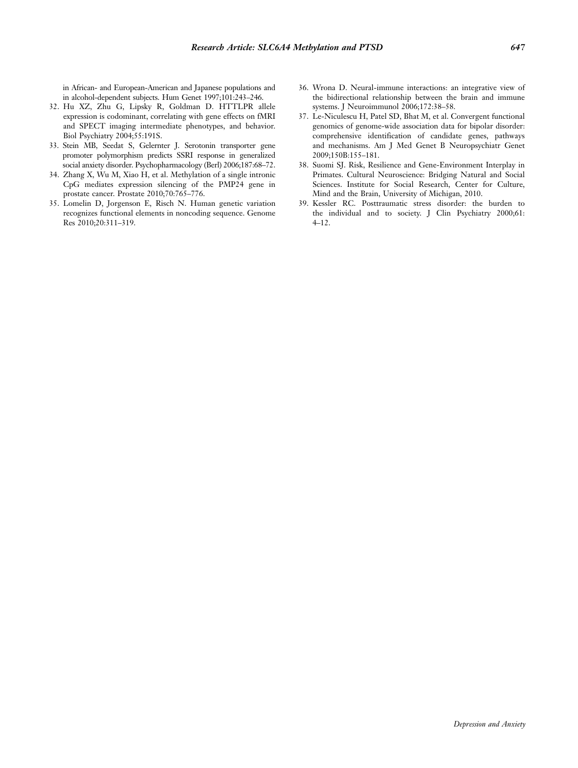in African- and European-American and Japanese populations and in alcohol-dependent subjects. Hum Genet 1997;101:243–246.

32. Hu XZ, Zhu G, Lipsky R, Goldman D. HTTLPR allele expression is codominant, correlating with gene effects on fMRI and SPECT imaging intermediate phenotypes, and behavior. Biol Psychiatry 2004;55:191S.
33. Stein MB, Seedat S, Gelernter J. Serotonin transporter gene promoter polymorphism predicts SSRI response in generalized social anxiety disorder. Psychopharmacology (Berl) 2006;187:68–72.
34. Zhang X, Wu M, Xiao H, et al. Methylation of a single intronic CpG mediates expression silencing of the PMP24 gene in prostate cancer. Prostate 2010;70:765–776.
35. Lomelin D, Jorgenson E, Risch N. Human genetic variation recognizes functional elements in noncoding sequence. Genome Res 2010;20:311–319.
36. Wrona D. Neural-immune interactions: an integrative view of the bidirectional relationship between the brain and immune systems. J Neuroimmunol 2006;172:38–58.
37. Le-Niculescu H, Patel SD, Bhat M, et al. Convergent functional genomics of genome-wide association data for bipolar disorder: comprehensive identification of candidate genes, pathways and mechanisms. Am J Med Genet B Neuropsychiatr Genet 2009;150B:155–181.
38. Suomi SJ. Risk, Resilience and Gene-Environment Interplay in Primates. Cultural Neuroscience: Bridging Natural and Social Sciences. Institute for Social Research, Center for Culture, Mind and the Brain, University of Michigan, 2010.
39. Kessler RC. Posttraumatic stress disorder: the burden to the individual and to society. J Clin Psychiatry 2000;61: 4–12.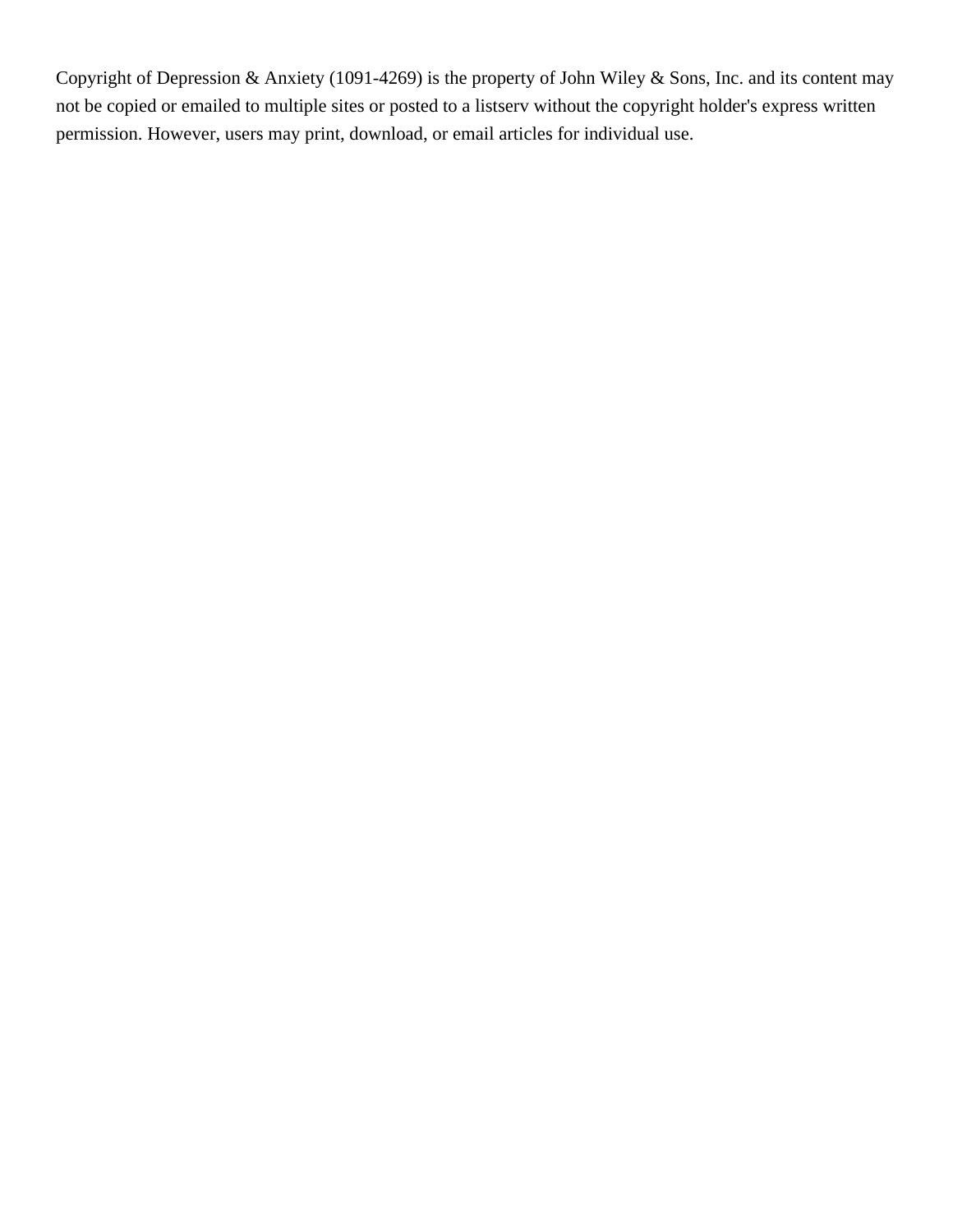Copyright of Depression & Anxiety (1091-4269) is the property of John Wiley & Sons, Inc. and its content may not be copied or emailed to multiple sites or posted to a listserv without the copyright holder's express written permission. However, users may print, download, or email articles for individual use.